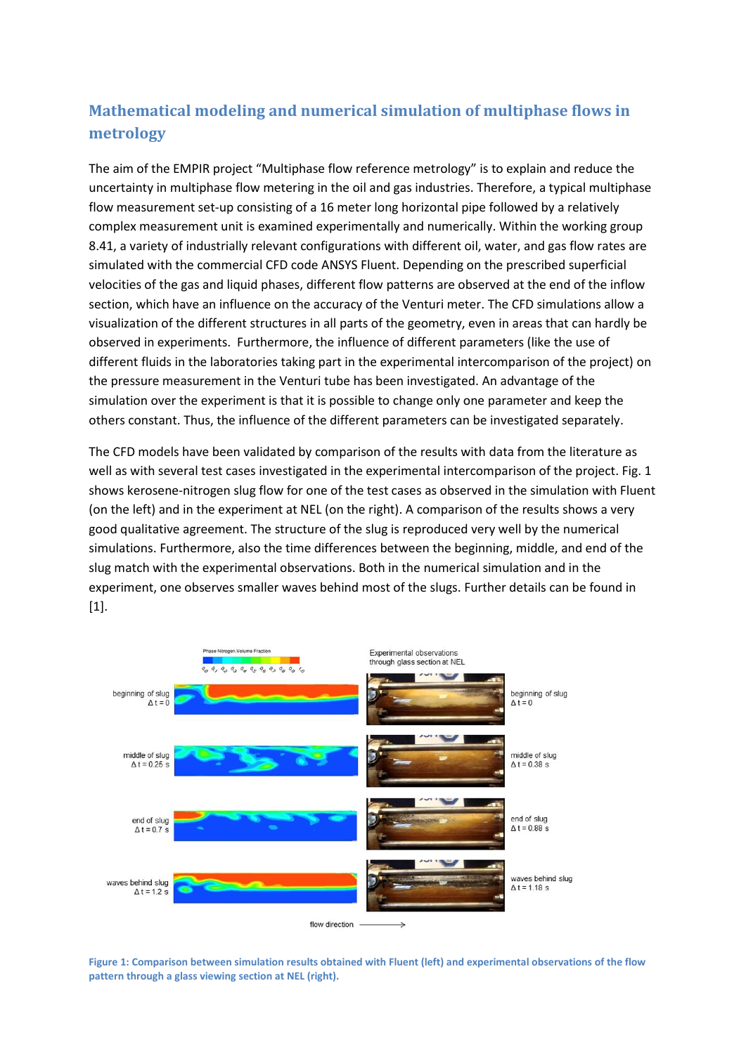## Mathematical modeling and numerical simulation of multiphase flows in metrology

The aim of the EMPIR project "Multiphase flow reference metrology" is to explain and reduce the uncertainty in multiphase flow metering in the oil and gas industries. Therefore, a typical multiphase flow measurement set-up consisting of a 16 meter long horizontal pipe followed by a relatively complex measurement unit is examined experimentally and numerically. Within the working group 8.41, a variety of industrially relevant configurations with different oil, water, and gas flow rates are simulated with the commercial CFD code ANSYS Fluent. Depending on the prescribed superficial velocities of the gas and liquid phases, different flow patterns are observed at the end of the inflow section, which have an influence on the accuracy of the Venturi meter. The CFD simulations allow a visualization of the different structures in all parts of the geometry, even in areas that can hardly be observed in experiments. Furthermore, the influence of different parameters (like the use of different fluids in the laboratories taking part in the experimental intercomparison of the project) on the pressure measurement in the Venturi tube has been investigated. An advantage of the simulation over the experiment is that it is possible to change only one parameter and keep the others constant. Thus, the influence of the different parameters can be investigated separately.

The CFD models have been validated by comparison of the results with data from the literature as well as with several test cases investigated in the experimental intercomparison of the project. Fig. 1 shows kerosene-nitrogen slug flow for one of the test cases as observed in the simulation with Fluent (on the left) and in the experiment at NEL (on the right). A comparison of the results shows a very good qualitative agreement. The structure of the slug is reproduced very well by the numerical simulations. Furthermore, also the time differences between the beginning, middle, and end of the slug match with the experimental observations. Both in the numerical simulation and in the experiment, one observes smaller waves behind most of the slugs. Further details can be found in [1].

**Figure 1: Comparison between simulation results obtained with Fluent (left) and experimental observations of the flow pattern through a glass viewing section at NEL (right).**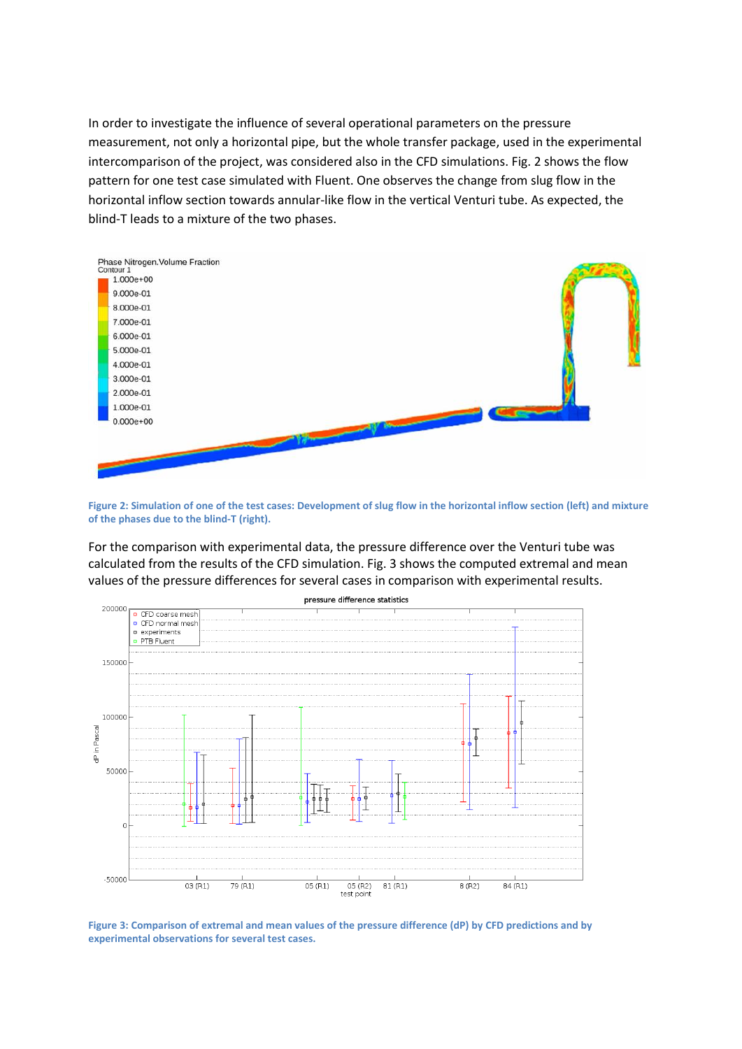In order to investigate the influence of several operational parameters on the pressure measurement, not only a horizontal pipe, but the whole transfer package, used in the experimental intercomparison of the project, was considered also in the CFD simulations. Fig. 2 shows the flow pattern for one test case simulated with Fluent. One observes the change from slug flow in the horizontal inflow section towards annular-like flow in the vertical Venturi tube. As expected, the blind-T leads to a mixture of the two phases.

**Figure 2: Simulation of one of the test cases: Development of slug flow in the horizontal inflow section (left) and mixture of the phases due to the blind-T (right).**

For the comparison with experimental data, the pressure difference over the Venturi tube was calculated from the results of the CFD simulation. Fig. 3 shows the computed extremal and mean values of the pressure differences for several cases in comparison with experimental results.

**Figure 3: Comparison of extremal and mean values of the pressure difference (dP) by CFD predictions and by experimental observations for several test cases.**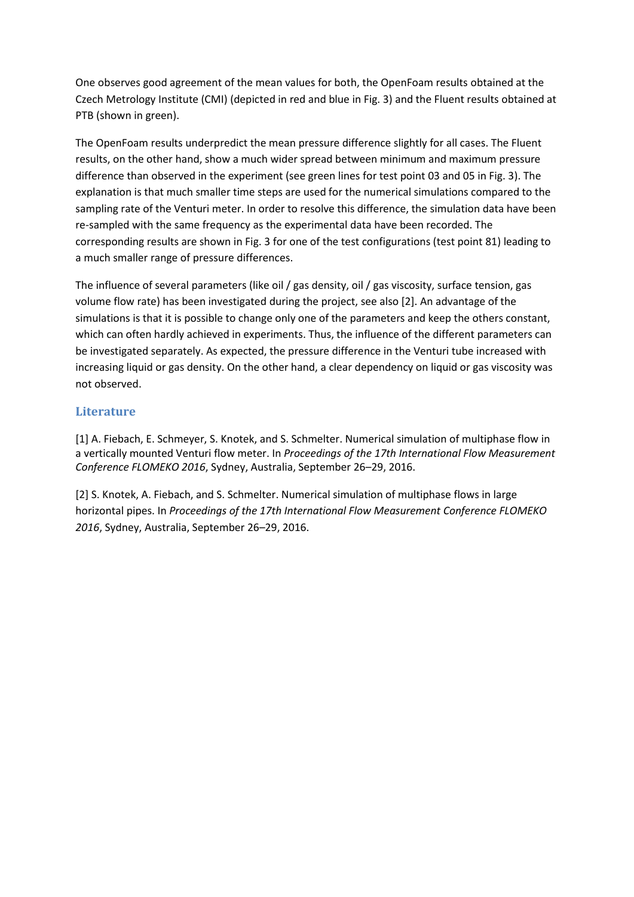One observes good agreement of the mean values for both, the OpenFoam results obtained at the Czech Metrology Institute (CMI) (depicted in red and blue in Fig. 3) and the Fluent results obtained at PTB (shown in green).

The OpenFoam results underpredict the mean pressure difference slightly for all cases. The Fluent results, on the other hand, show a much wider spread between minimum and maximum pressure difference than observed in the experiment (see green lines for test point 03 and 05 in Fig. 3). The explanation is that much smaller time steps are used for the numerical simulations compared to the sampling rate of the Venturi meter. In order to resolve this difference, the simulation data have been re-sampled with the same frequency as the experimental data have been recorded. The corresponding results are shown in Fig. 3 for one of the test configurations (test point 81) leading to a much smaller range of pressure differences.

The influence of several parameters (like oil / gas density, oil / gas viscosity, surface tension, gas volume flow rate) has been investigated during the project, see also [2]. An advantage of the simulations is that it is possible to change only one of the parameters and keep the others constant, which can often hardly achieved in experiments. Thus, the influence of the different parameters can be investigated separately. As expected, the pressure difference in the Venturi tube increased with increasing liquid or gas density. On the other hand, a clear dependency on liquid or gas viscosity was not observed.

## Literature

[1] A. Fiebach, E. Schmeyer, S. Knotek, and S. Schmelter. Numerical simulation of multiphase flow in a vertically mounted Venturi flow meter. In *Proceedings of the 17th International Flow Measurement Conference FLOMEKO 2016*, Sydney, Australia, September 26–29, 2016.

[2] S. Knotek, A. Fiebach, and S. Schmelter. Numerical simulation of multiphase flows in large horizontal pipes. In *Proceedings of the 17th International Flow Measurement Conference FLOMEKO 2016*, Sydney, Australia, September 26–29, 2016.